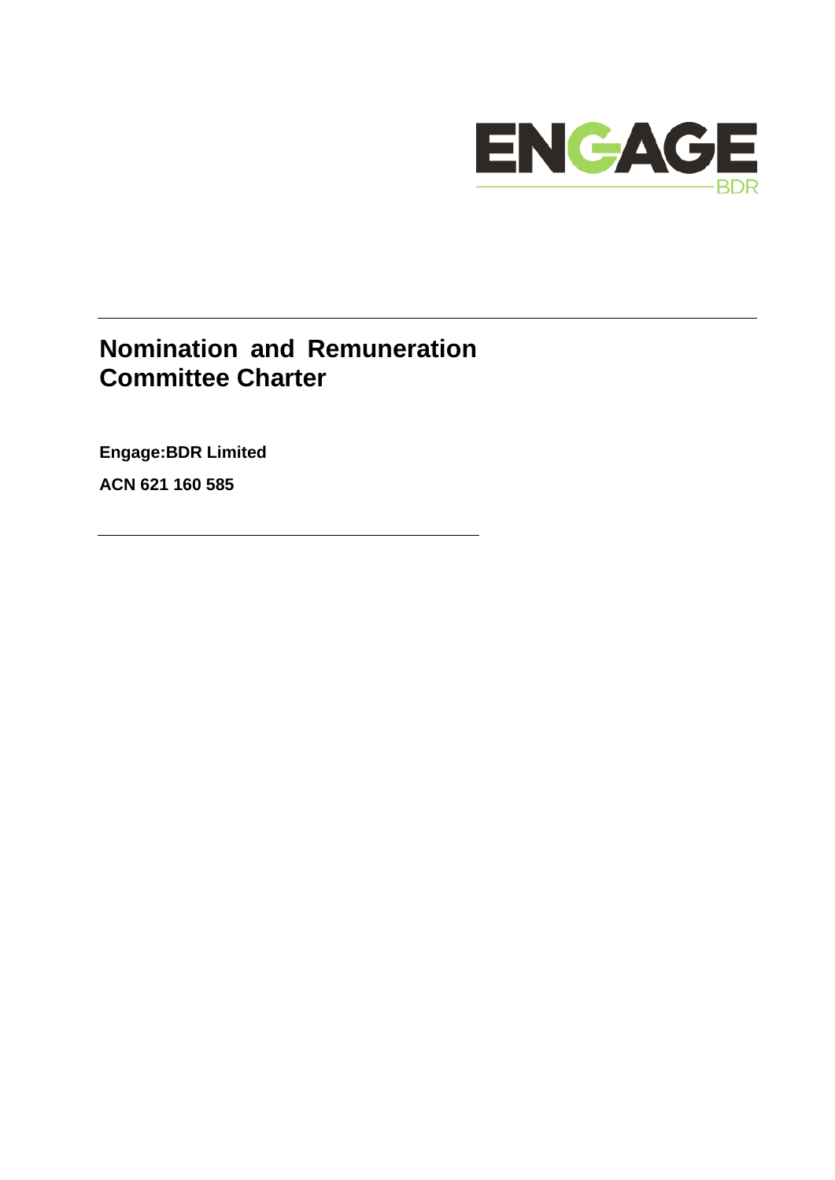# Nomination and Remuneration Committee Charter

**Engage:BDR Limited**

**ACN 621 160 585**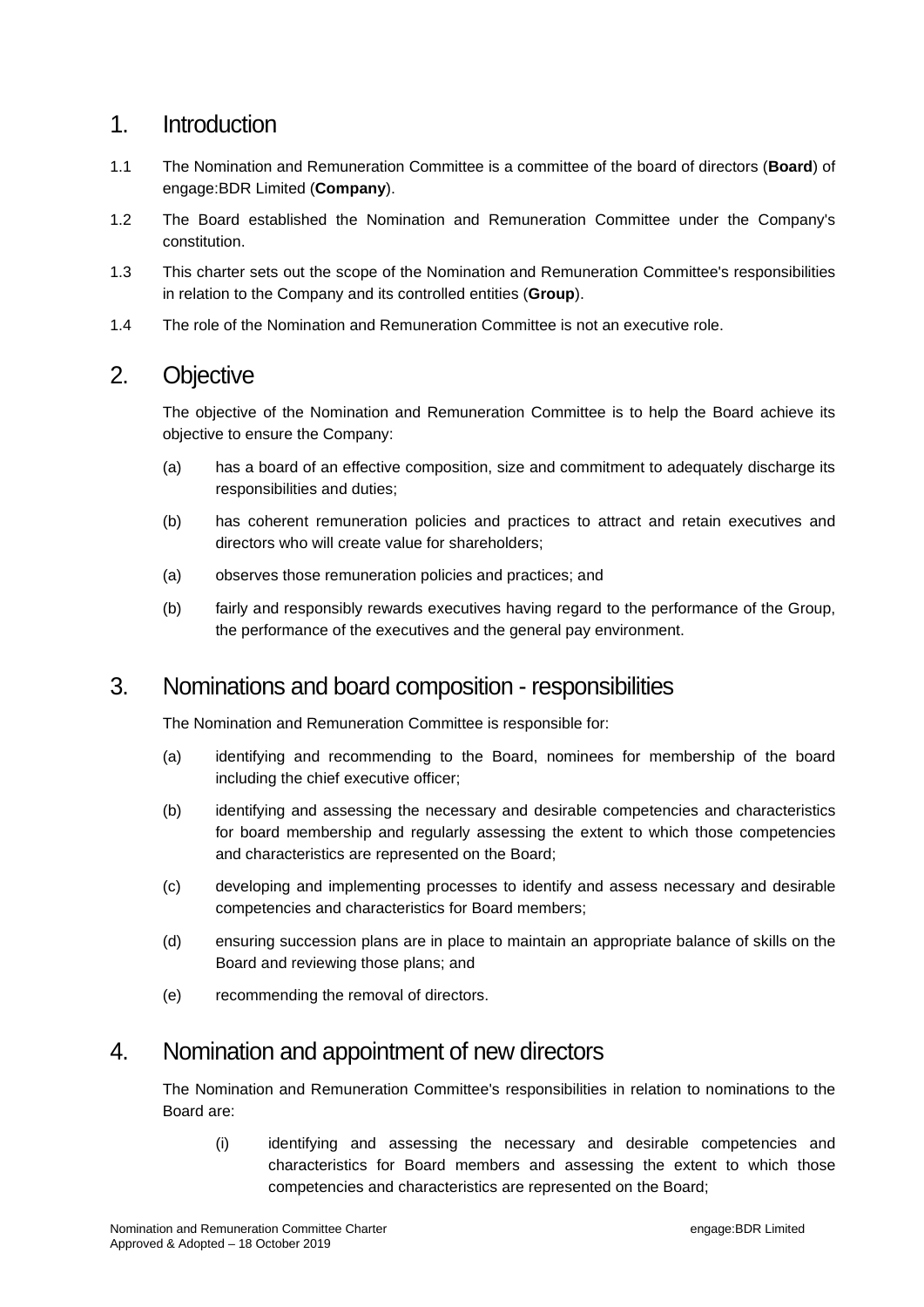## 1. Introduction

1.1 The Nomination and Remuneration Committee is a committee of the board of directors (**Board**) of engage:BDR Limited (**Company**).

1.2 The Board established the Nomination and Remuneration Committee under the Company's constitution.

1.3 This charter sets out the scope of the Nomination and Remuneration Committee's responsibilities in relation to the Company and its controlled entities (**Group**).

1.4 The role of the Nomination and Remuneration Committee is not an executive role.

## 2. Objective

The objective of the Nomination and Remuneration Committee is to help the Board achieve its objective to ensure the Company:

(a) has a board of an effective composition, size and commitment to adequately discharge its responsibilities and duties;

(b) has coherent remuneration policies and practices to attract and retain executives and directors who will create value for shareholders;

(a) observes those remuneration policies and practices; and

(b) fairly and responsibly rewards executives having regard to the performance of the Group, the performance of the executives and the general pay environment.

## 3. Nominations and board composition - responsibilities

The Nomination and Remuneration Committee is responsible for:

(a) identifying and recommending to the Board, nominees for membership of the board including the chief executive officer;

(b) identifying and assessing the necessary and desirable competencies and characteristics for board membership and regularly assessing the extent to which those competencies and characteristics are represented on the Board;

(c) developing and implementing processes to identify and assess necessary and desirable competencies and characteristics for Board members;

(d) ensuring succession plans are in place to maintain an appropriate balance of skills on the Board and reviewing those plans; and

(e) recommending the removal of directors.

## 4. Nomination and appointment of new directors

The Nomination and Remuneration Committee's responsibilities in relation to nominations to the Board are:

(i) identifying and assessing the necessary and desirable competencies and characteristics for Board members and assessing the extent to which those competencies and characteristics are represented on the Board;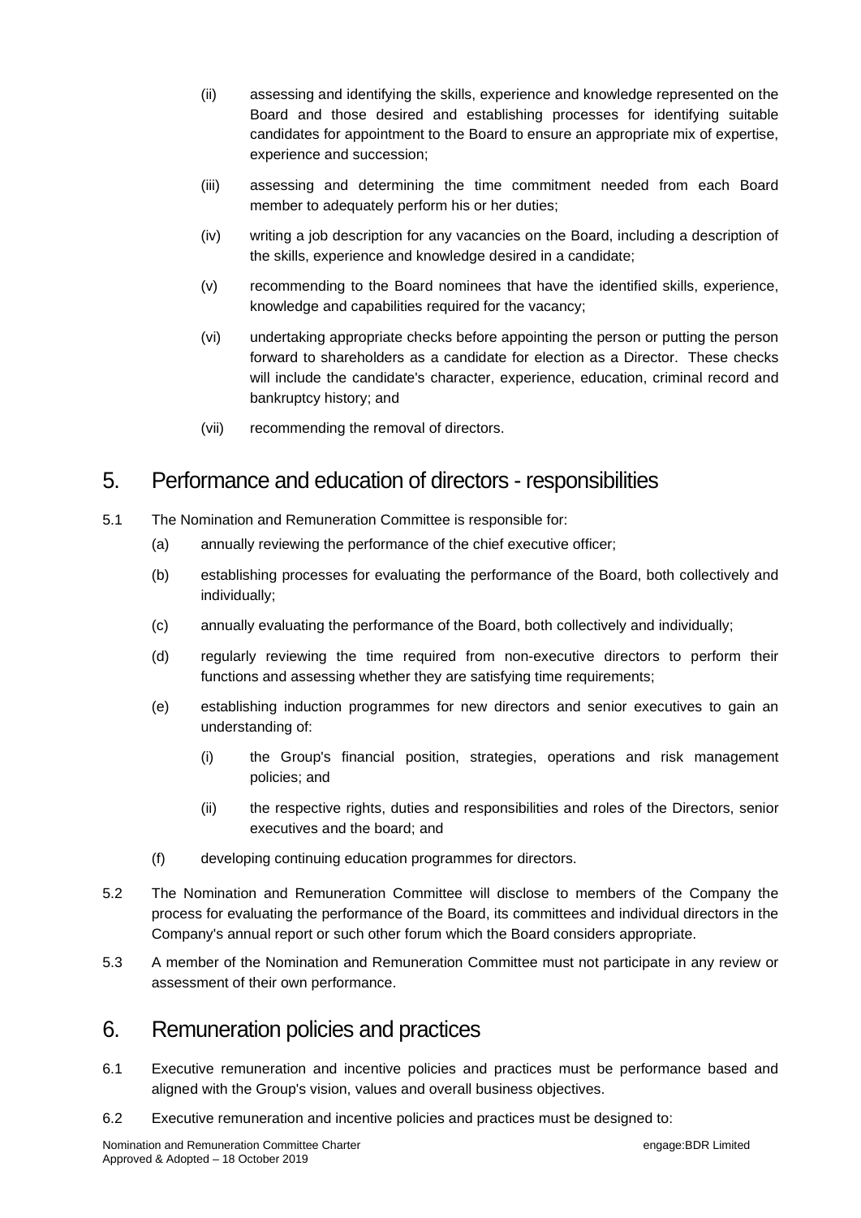(ii) assessing and identifying the skills, experience and knowledge represented on the Board and those desired and establishing processes for identifying suitable candidates for appointment to the Board to ensure an appropriate mix of expertise, experience and succession;

(iii) assessing and determining the time commitment needed from each Board member to adequately perform his or her duties;

(iv) writing a job description for any vacancies on the Board, including a description of the skills, experience and knowledge desired in a candidate;

(v) recommending to the Board nominees that have the identified skills, experience, knowledge and capabilities required for the vacancy;

(vi) undertaking appropriate checks before appointing the person or putting the person forward to shareholders as a candidate for election as a Director. These checks will include the candidate's character, experience, education, criminal record and bankruptcy history; and

(vii) recommending the removal of directors.

## 5. Performance and education of directors - responsibilities

5.1 The Nomination and Remuneration Committee is responsible for:

(a) annually reviewing the performance of the chief executive officer;

(b) establishing processes for evaluating the performance of the Board, both collectively and individually;

(c) annually evaluating the performance of the Board, both collectively and individually;

(d) regularly reviewing the time required from non-executive directors to perform their functions and assessing whether they are satisfying time requirements;

(e) establishing induction programmes for new directors and senior executives to gain an understanding of:

(i) the Group's financial position, strategies, operations and risk management policies; and

(ii) the respective rights, duties and responsibilities and roles of the Directors, senior executives and the board; and

(f) developing continuing education programmes for directors.

5.2 The Nomination and Remuneration Committee will disclose to members of the Company the process for evaluating the performance of the Board, its committees and individual directors in the Company's annual report or such other forum which the Board considers appropriate.

5.3 A member of the Nomination and Remuneration Committee must not participate in any review or assessment of their own performance.

## 6. Remuneration policies and practices

6.1 Executive remuneration and incentive policies and practices must be performance based and aligned with the Group's vision, values and overall business objectives.

6.2 Executive remuneration and incentive policies and practices must be designed to: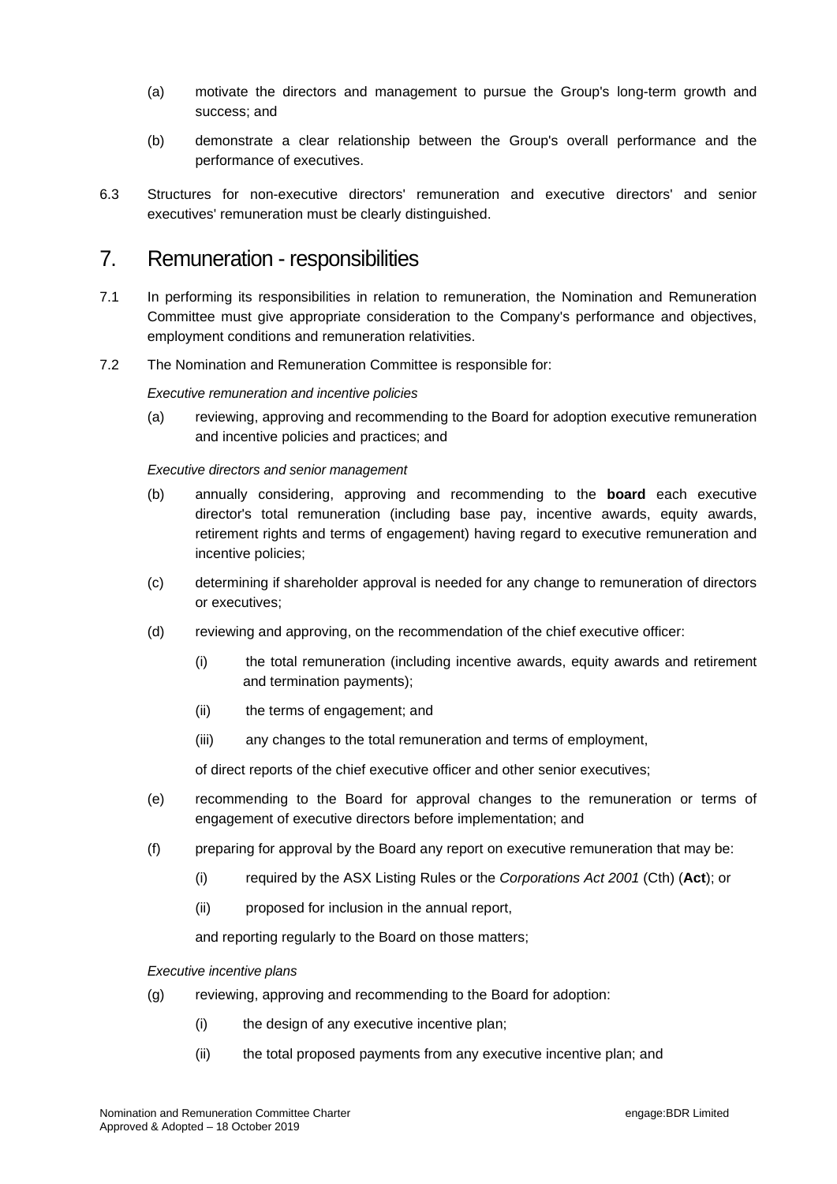(a) motivate the directors and management to pursue the Group's long-term growth and success; and

(b) demonstrate a clear relationship between the Group's overall performance and the performance of executives.

6.3 Structures for non-executive directors' remuneration and executive directors' and senior executives' remuneration must be clearly distinguished.

## 7. Remuneration - responsibilities

7.1 In performing its responsibilities in relation to remuneration, the Nomination and Remuneration Committee must give appropriate consideration to the Company's performance and objectives, employment conditions and remuneration relativities.

7.2 The Nomination and Remuneration Committee is responsible for:

*Executive remuneration and incentive policies*

(a) reviewing, approving and recommending to the Board for adoption executive remuneration and incentive policies and practices; and

*Executive directors and senior management*

(b) annually considering, approving and recommending to the **board** each executive director's total remuneration (including base pay, incentive awards, equity awards, retirement rights and terms of engagement) having regard to executive remuneration and incentive policies;

(c) determining if shareholder approval is needed for any change to remuneration of directors or executives;

(d) reviewing and approving, on the recommendation of the chief executive officer:

   (i) the total remuneration (including incentive awards, equity awards and retirement and termination payments);

   (ii) the terms of engagement; and

   (iii) any changes to the total remuneration and terms of employment,

   of direct reports of the chief executive officer and other senior executives;

(e) recommending to the Board for approval changes to the remuneration or terms of engagement of executive directors before implementation; and

(f) preparing for approval by the Board any report on executive remuneration that may be:

   (i) required by the ASX Listing Rules or the *Corporations Act 2001* (Cth) (**Act**); or

   (ii) proposed for inclusion in the annual report,

   and reporting regularly to the Board on those matters;

*Executive incentive plans*

(g) reviewing, approving and recommending to the Board for adoption:

   (i) the design of any executive incentive plan;

   (ii) the total proposed payments from any executive incentive plan; and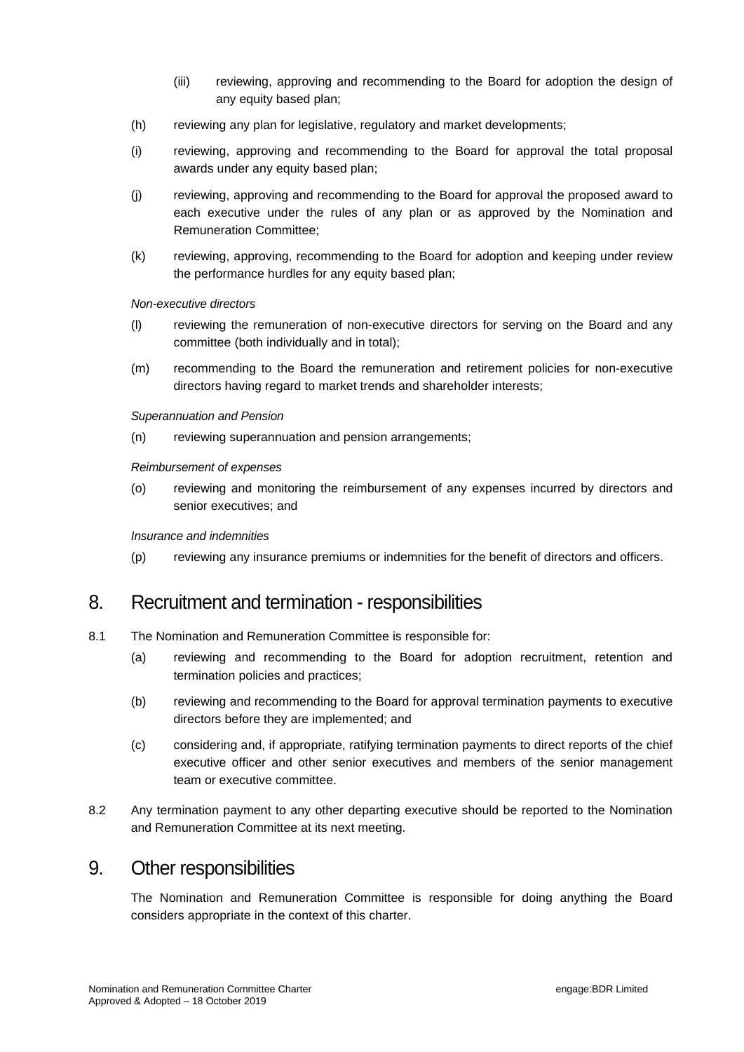(iii) reviewing, approving and recommending to the Board for adoption the design of any equity based plan;

(h) reviewing any plan for legislative, regulatory and market developments;

(i) reviewing, approving and recommending to the Board for approval the total proposal awards under any equity based plan;

(j) reviewing, approving and recommending to the Board for approval the proposed award to each executive under the rules of any plan or as approved by the Nomination and Remuneration Committee;

(k) reviewing, approving, recommending to the Board for adoption and keeping under review the performance hurdles for any equity based plan;

*Non-executive directors*

(l) reviewing the remuneration of non-executive directors for serving on the Board and any committee (both individually and in total);

(m) recommending to the Board the remuneration and retirement policies for non-executive directors having regard to market trends and shareholder interests;

*Superannuation and Pension*

(n) reviewing superannuation and pension arrangements;

*Reimbursement of expenses*

(o) reviewing and monitoring the reimbursement of any expenses incurred by directors and senior executives; and

*Insurance and indemnities*

(p) reviewing any insurance premiums or indemnities for the benefit of directors and officers.

# 8. Recruitment and termination - responsibilities

8.1 The Nomination and Remuneration Committee is responsible for:

(a) reviewing and recommending to the Board for adoption recruitment, retention and termination policies and practices;

(b) reviewing and recommending to the Board for approval termination payments to executive directors before they are implemented; and

(c) considering and, if appropriate, ratifying termination payments to direct reports of the chief executive officer and other senior executives and members of the senior management team or executive committee.

8.2 Any termination payment to any other departing executive should be reported to the Nomination and Remuneration Committee at its next meeting.

# 9. Other responsibilities

The Nomination and Remuneration Committee is responsible for doing anything the Board considers appropriate in the context of this charter.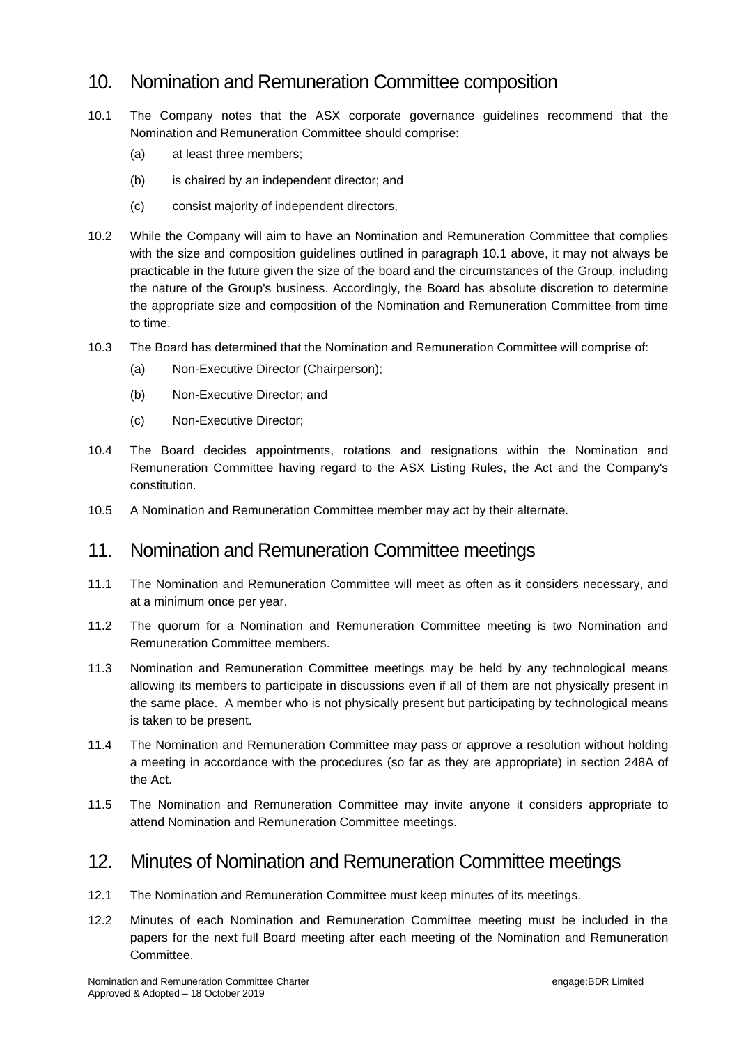## 10. Nomination and Remuneration Committee composition

10.1 The Company notes that the ASX corporate governance guidelines recommend that the Nomination and Remuneration Committee should comprise:

(a) at least three members;

(b) is chaired by an independent director; and

(c) consist majority of independent directors,

10.2 While the Company will aim to have an Nomination and Remuneration Committee that complies with the size and composition guidelines outlined in paragraph 10.1 above, it may not always be practicable in the future given the size of the board and the circumstances of the Group, including the nature of the Group's business. Accordingly, the Board has absolute discretion to determine the appropriate size and composition of the Nomination and Remuneration Committee from time to time.

10.3 The Board has determined that the Nomination and Remuneration Committee will comprise of:

(a) Non-Executive Director (Chairperson);

(b) Non-Executive Director; and

(c) Non-Executive Director;

10.4 The Board decides appointments, rotations and resignations within the Nomination and Remuneration Committee having regard to the ASX Listing Rules, the Act and the Company's constitution.

10.5 A Nomination and Remuneration Committee member may act by their alternate.

## 11. Nomination and Remuneration Committee meetings

11.1 The Nomination and Remuneration Committee will meet as often as it considers necessary, and at a minimum once per year.

11.2 The quorum for a Nomination and Remuneration Committee meeting is two Nomination and Remuneration Committee members.

11.3 Nomination and Remuneration Committee meetings may be held by any technological means allowing its members to participate in discussions even if all of them are not physically present in the same place. A member who is not physically present but participating by technological means is taken to be present.

11.4 The Nomination and Remuneration Committee may pass or approve a resolution without holding a meeting in accordance with the procedures (so far as they are appropriate) in section 248A of the Act.

11.5 The Nomination and Remuneration Committee may invite anyone it considers appropriate to attend Nomination and Remuneration Committee meetings.

## 12. Minutes of Nomination and Remuneration Committee meetings

12.1 The Nomination and Remuneration Committee must keep minutes of its meetings.

12.2 Minutes of each Nomination and Remuneration Committee meeting must be included in the papers for the next full Board meeting after each meeting of the Nomination and Remuneration Committee.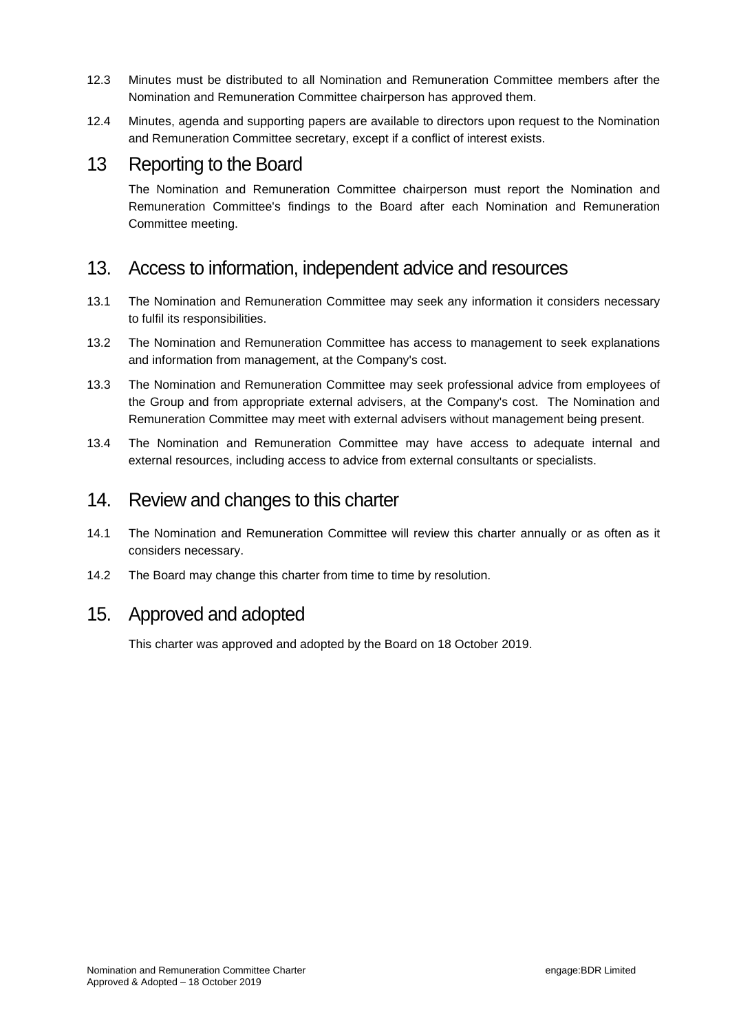12.3 Minutes must be distributed to all Nomination and Remuneration Committee members after the Nomination and Remuneration Committee chairperson has approved them.

12.4 Minutes, agenda and supporting papers are available to directors upon request to the Nomination and Remuneration Committee secretary, except if a conflict of interest exists.

## 13 Reporting to the Board

The Nomination and Remuneration Committee chairperson must report the Nomination and Remuneration Committee's findings to the Board after each Nomination and Remuneration Committee meeting.

## 13. Access to information, independent advice and resources

13.1 The Nomination and Remuneration Committee may seek any information it considers necessary to fulfil its responsibilities.

13.2 The Nomination and Remuneration Committee has access to management to seek explanations and information from management, at the Company's cost.

13.3 The Nomination and Remuneration Committee may seek professional advice from employees of the Group and from appropriate external advisers, at the Company's cost. The Nomination and Remuneration Committee may meet with external advisers without management being present.

13.4 The Nomination and Remuneration Committee may have access to adequate internal and external resources, including access to advice from external consultants or specialists.

## 14. Review and changes to this charter

14.1 The Nomination and Remuneration Committee will review this charter annually or as often as it considers necessary.

14.2 The Board may change this charter from time to time by resolution.

## 15. Approved and adopted

This charter was approved and adopted by the Board on 18 October 2019.